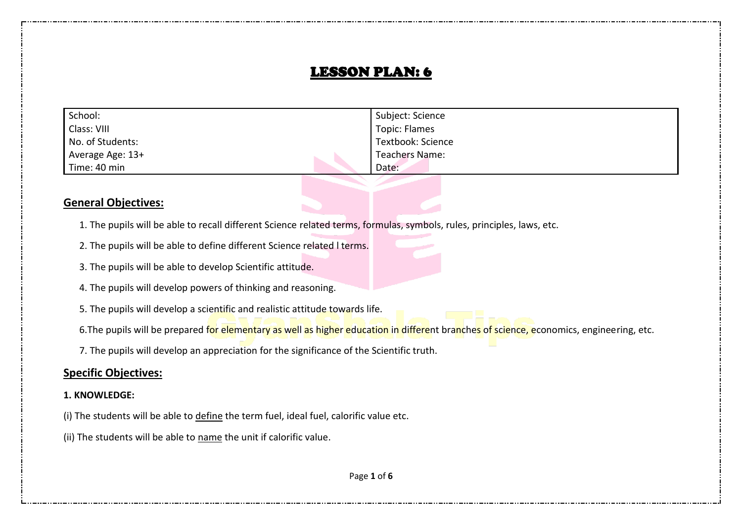# LESSON PLAN: 6

| School: | Subject: Science |
|---|---|
| Class: VIII | Topic: Flames |
| No. of Students: | Textbook: Science |
| Average Age: 13+ | Teachers Name: |
| Time: 40 min | Date: |

## General Objectives:

1. The pupils will be able to recall different Science related terms, formulas, symbols, rules, principles, laws, etc.
2. The pupils will be able to define different Science related l terms.
3. The pupils will be able to develop Scientific attitude.
4. The pupils will develop powers of thinking and reasoning.
5. The pupils will develop a scientific and realistic attitude towards life.
6. The pupils will be prepared for elementary as well as higher education in different branches of science, economics, engineering, etc.
7. The pupils will develop an appreciation for the significance of the Scientific truth.

## Specific Objectives:

**1. KNOWLEDGE:**

(i) The students will be able to define the term fuel, ideal fuel, calorific value etc.

(ii) The students will be able to name the unit if calorific value.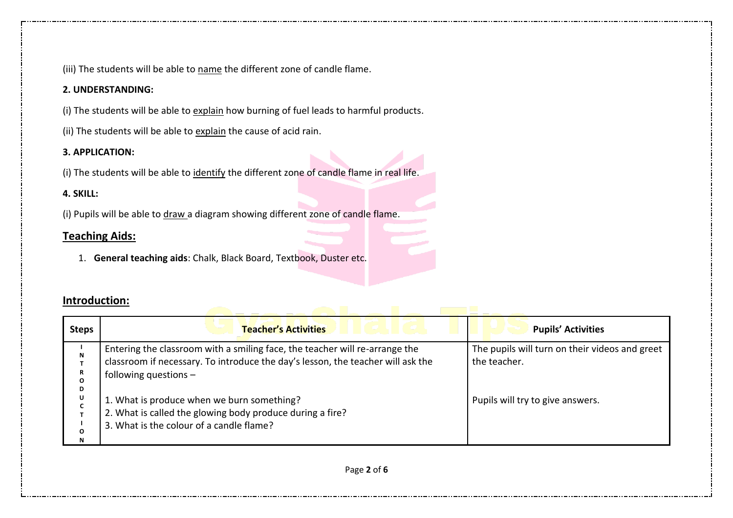(iii) The students will be able to name the different zone of candle flame.

**2. UNDERSTANDING:**

(i) The students will be able to explain how burning of fuel leads to harmful products.

(ii) The students will be able to explain the cause of acid rain.

**3. APPLICATION:**

(i) The students will be able to identify the different zone of candle flame in real life.

**4. SKILL:**

(i) Pupils will be able to draw a diagram showing different zone of candle flame.

## Teaching Aids:

1. **General teaching aids**: Chalk, Black Board, Textbook, Duster etc.

## Introduction:

| Steps | Teacher's Activities | Pupils' Activities |
|---|---|---|
| INTRODUCTION | Entering the classroom with a smiling face, the teacher will re-arrange the classroom if necessary. To introduce the day's lesson, the teacher will ask the following questions –<br><br>1. What is produce when we burn something?<br>2. What is called the glowing body produce during a fire?<br>3. What is the colour of a candle flame? | The pupils will turn on their videos and greet the teacher.<br><br>Pupils will try to give answers. |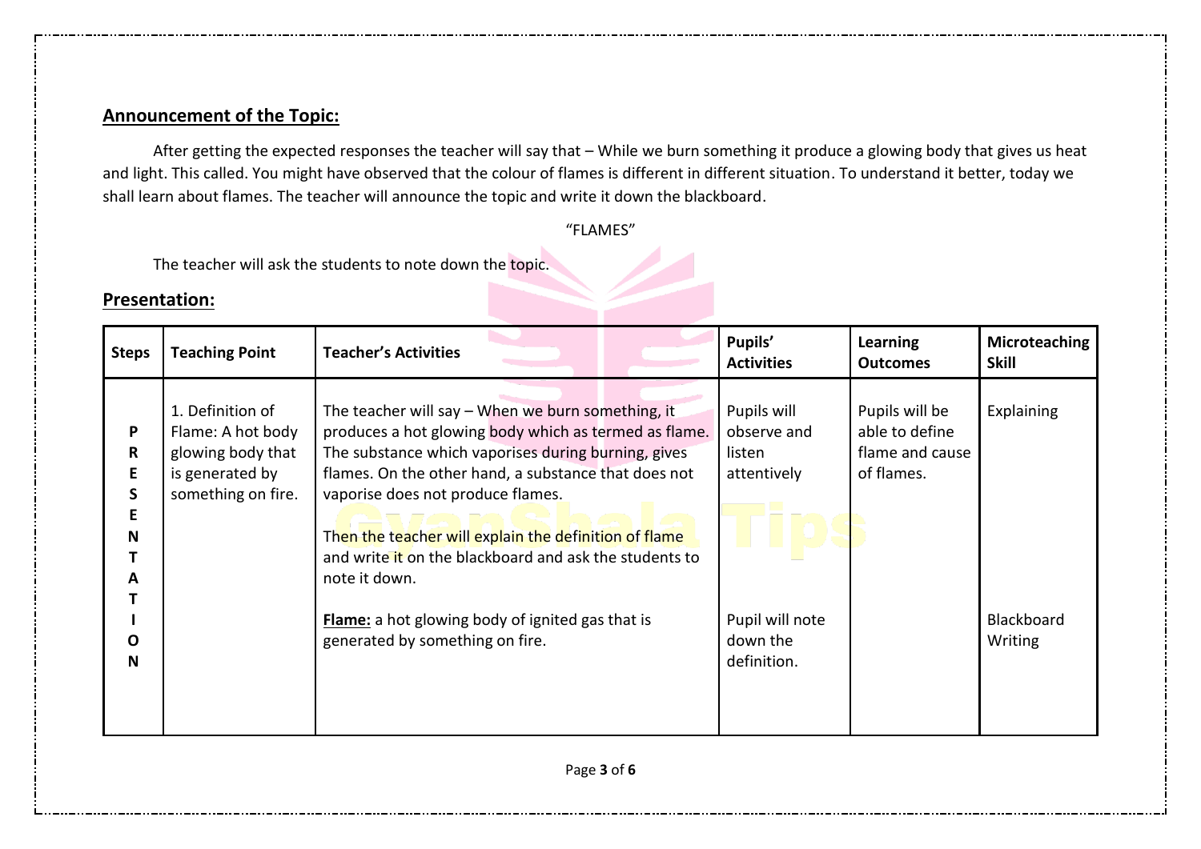## Announcement of the Topic:

After getting the expected responses the teacher will say that – While we burn something it produce a glowing body that gives us heat and light. This called. You might have observed that the colour of flames is different in different situation. To understand it better, today we shall learn about flames. The teacher will announce the topic and write it down the blackboard.

"FLAMES"

The teacher will ask the students to note down the topic.

## Presentation:

| Steps | Teaching Point | Teacher's Activities | Pupils' Activities | Learning Outcomes | Microteaching Skill |
|---|---|---|---|---|---|
| PRESENTATION | 1. Definition of Flame: A hot body glowing body that is generated by something on fire. | The teacher will say – When we burn something, it produces a hot glowing body which as termed as flame. The substance which vaporises during burning, gives flames. On the other hand, a substance that does not vaporise does not produce flames.<br><br>Then the teacher will explain the definition of flame and write it on the blackboard and ask the students to note it down. | Pupils will observe and listen attentively | Pupils will be able to define flame and cause of flames. | Explaining |
| | | **Flame:** a hot glowing body of ignited gas that is generated by something on fire. | Pupil will note down the definition. | | Blackboard Writing |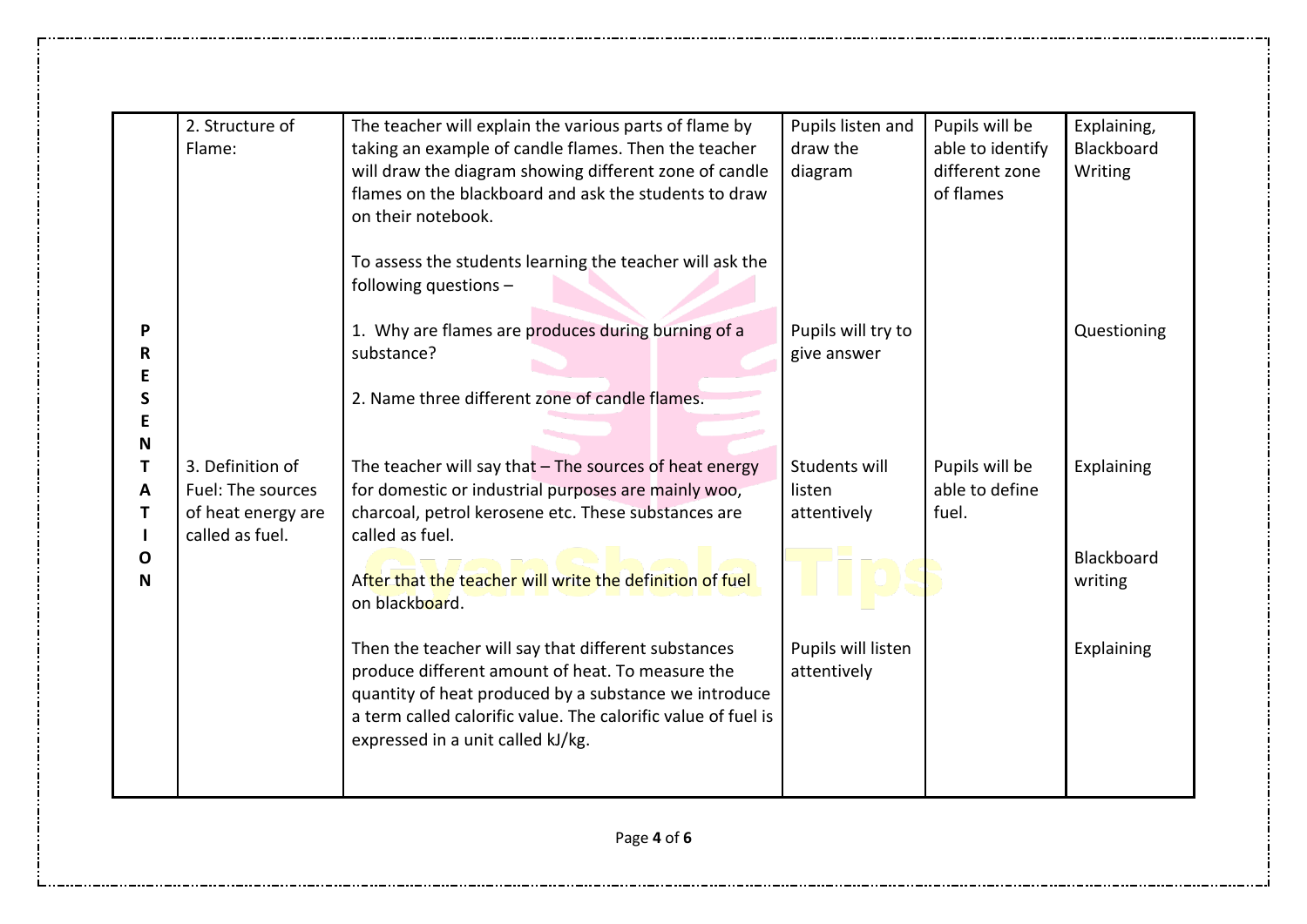| | | | | | |
|---|---|---|---|---|---|
| PRESENTATION | 2. Structure of Flame: | The teacher will explain the various parts of flame by taking an example of candle flames. Then the teacher will draw the diagram showing different zone of candle flames on the blackboard and ask the students to draw on their notebook. | Pupils listen and draw the diagram | Pupils will be able to identify different zone of flames | Explaining, Blackboard Writing |
| | | To assess the students learning the teacher will ask the following questions – | | | |
| | | 1. Why are flames are produces during burning of a substance? | Pupils will try to give answer | | Questioning |
| | | 2. Name three different zone of candle flames. | | | |
| | 3. Definition of Fuel: The sources of heat energy are called as fuel. | The teacher will say that – The sources of heat energy for domestic or industrial purposes are mainly woo, charcoal, petrol kerosene etc. These substances are called as fuel. | Students will listen attentively | Pupils will be able to define fuel. | Explaining |
| | | After that the teacher will write the definition of fuel on blackboard. | | | Blackboard writing |
| | | Then the teacher will say that different substances produce different amount of heat. To measure the quantity of heat produced by a substance we introduce a term called calorific value. The calorific value of fuel is expressed in a unit called kJ/kg. | Pupils will listen attentively | | Explaining |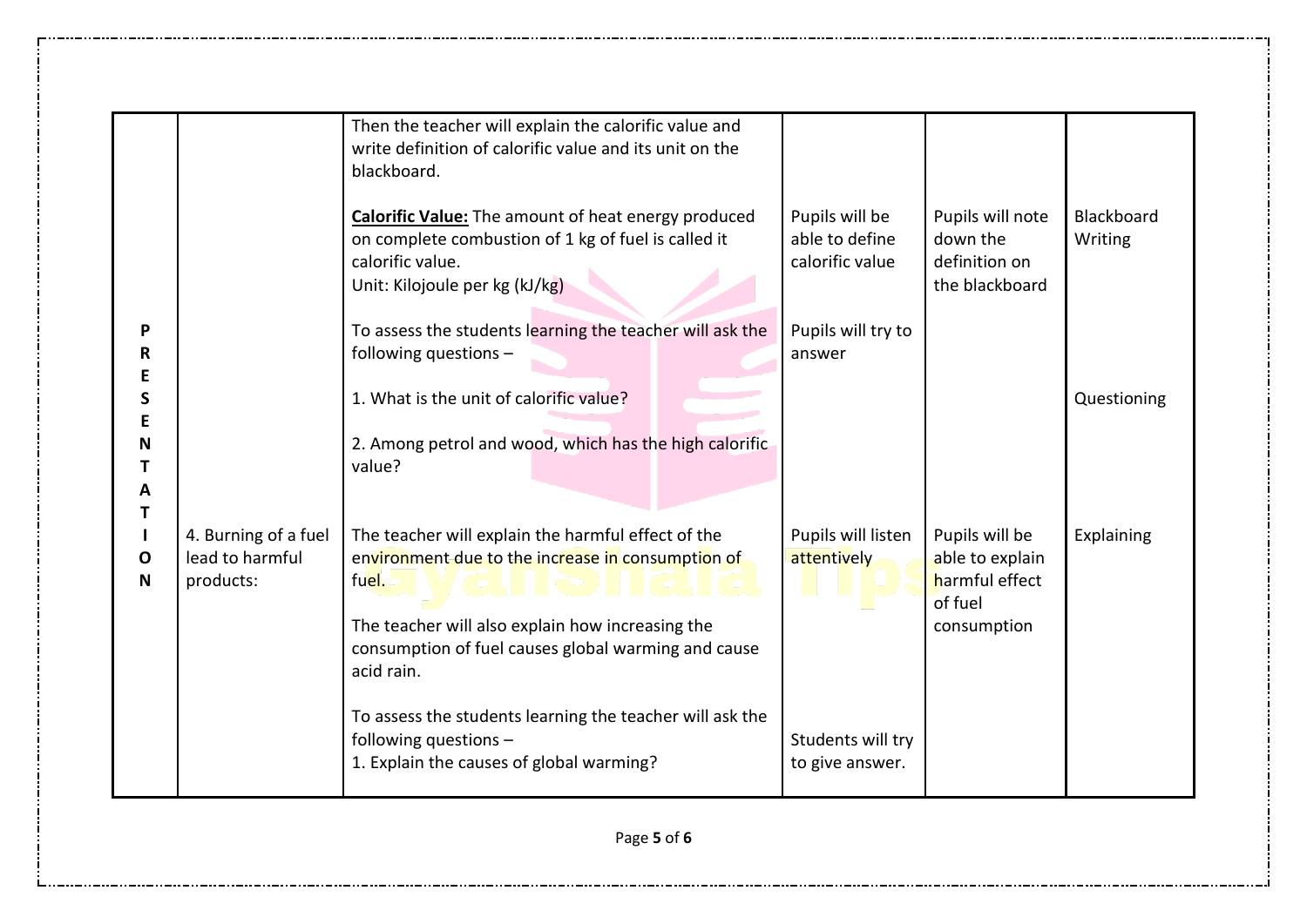| | | | | | |
|---|---|---|---|---|---|
| PRESENTATION | | Then the teacher will explain the calorific value and write definition of calorific value and its unit on the blackboard.<br><br>**Calorific Value:** The amount of heat energy produced on complete combustion of 1 kg of fuel is called it calorific value.<br>Unit: Kilojoule per kg (kJ/kg) | Pupils will be able to define calorific value | Pupils will note down the definition on the blackboard | Blackboard Writing |
| | | To assess the students learning the teacher will ask the following questions –<br><br>1. What is the unit of calorific value?<br><br>2. Among petrol and wood, which has the high calorific value? | Pupils will try to answer | | Questioning |
| | 4. Burning of a fuel lead to harmful products: | The teacher will explain the harmful effect of the environment due to the increase in consumption of fuel.<br><br>The teacher will also explain how increasing the consumption of fuel causes global warming and cause acid rain. | Pupils will listen attentively | Pupils will be able to explain harmful effect of fuel consumption | Explaining |
| | | To assess the students learning the teacher will ask the following questions –<br>1. Explain the causes of global warming? | Students will try to give answer. | | |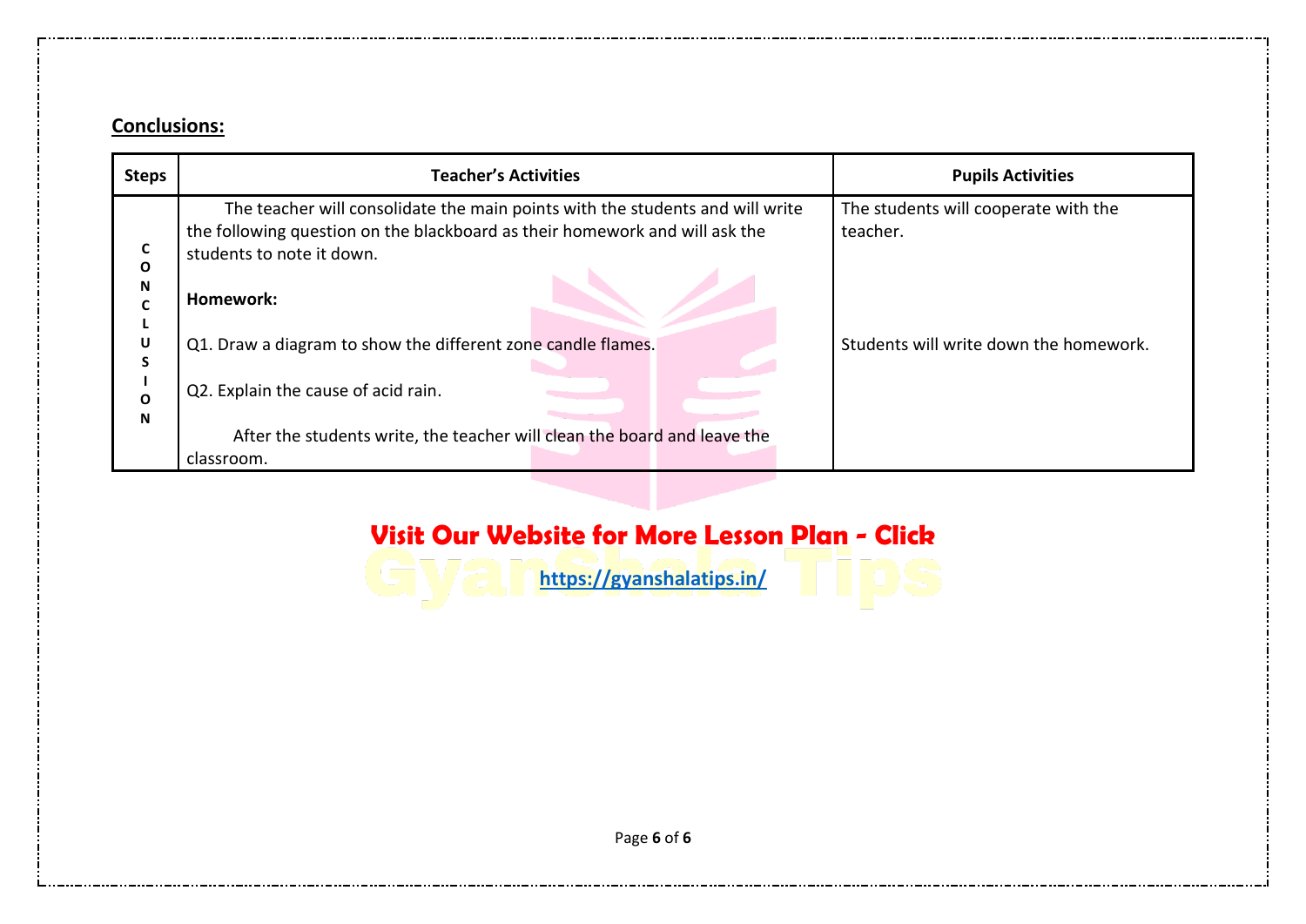## Conclusions:

| Steps | Teacher's Activities | Pupils Activities |
|---|---|---|
| C O N C L U S I O N | The teacher will consolidate the main points with the students and will write the following question on the blackboard as their homework and will ask the students to note it down.<br><br>**Homework:**<br><br>Q1. Draw a diagram to show the different zone candle flames.<br><br>Q2. Explain the cause of acid rain.<br><br>After the students write, the teacher will clean the board and leave the classroom. | The students will cooperate with the teacher.<br><br>Students will write down the homework. |

**Visit Our Website for More Lesson Plan - Click**

**https://gyanshalatips.in/**